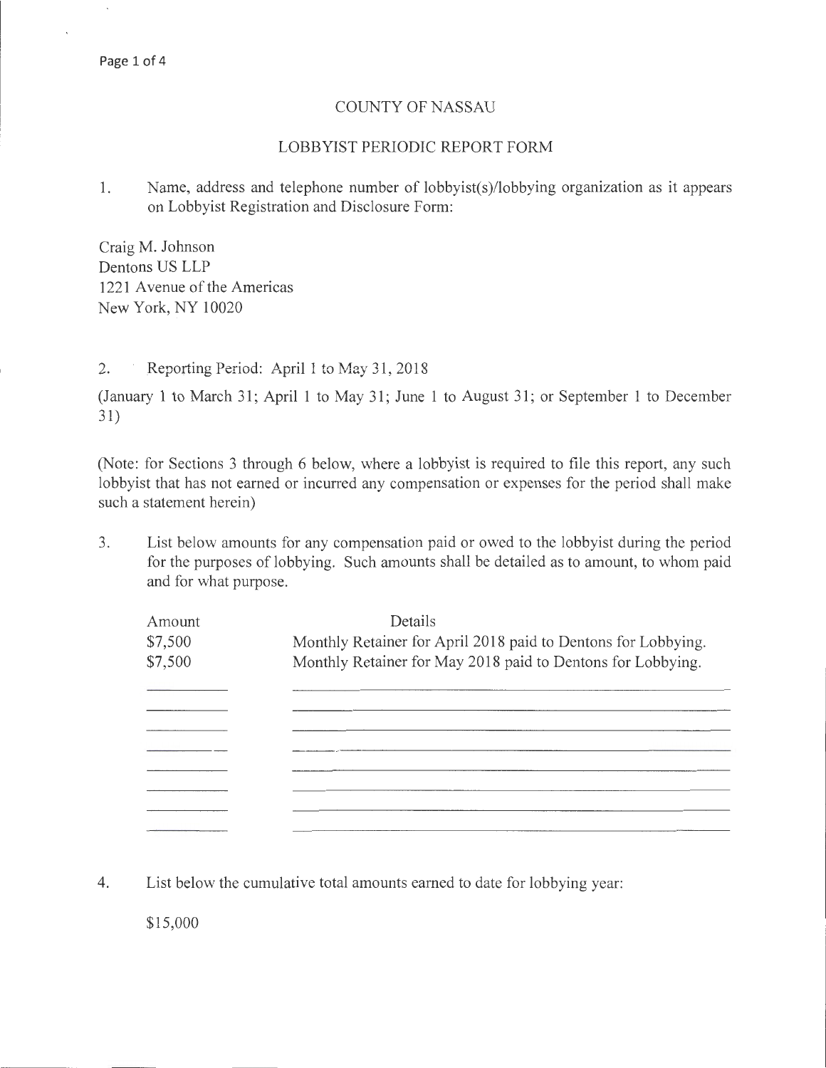# COUNTY OF NASSAU

## LOBBYIST PERIODIC REPORT FORM

1. Name, address and telephone number of lobbyist(s)/lobbying organization as it appears on Lobbyist Registration and Disclosure Form:

Craig M. Johnson
Dentons US LLP
1221 Avenue of the Americas
New York, NY 10020

2. Reporting Period: April 1 to May 31, 2018

(January 1 to March 31; April 1 to May 31; June 1 to August 31; or September 1 to December 31)

(Note: for Sections 3 through 6 below, where a lobbyist is required to file this report, any such lobbyist that has not earned or incurred any compensation or expenses for the period shall make such a statement herein)

3. List below amounts for any compensation paid or owed to the lobbyist during the period for the purposes of lobbying. Such amounts shall be detailed as to amount, to whom paid and for what purpose.

| Amount | Details |
|---|---|
| $7,500 | Monthly Retainer for April 2018 paid to Dentons for Lobbying. |
| $7,500 | Monthly Retainer for May 2018 paid to Dentons for Lobbying. |

4. List below the cumulative total amounts earned to date for lobbying year:

$15,000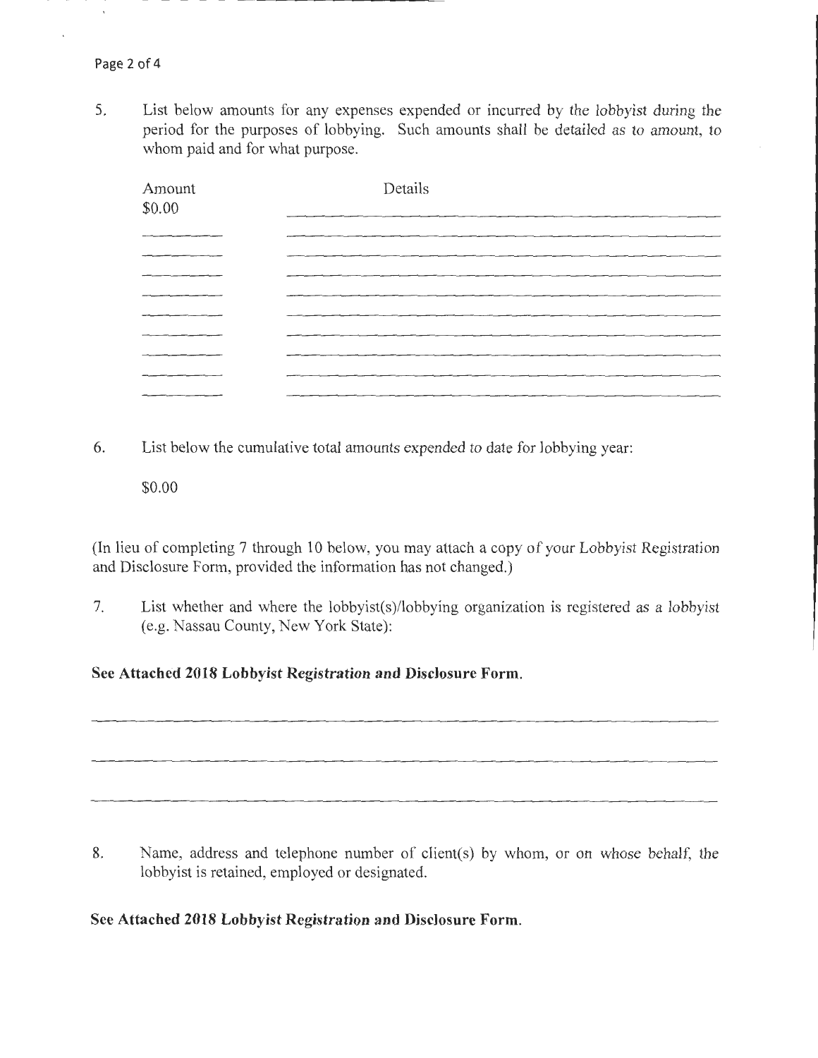5. List below amounts for any expenses expended or incurred by the lobbyist during the period for the purposes of lobbying. Such amounts shall be detailed as to amount, to whom paid and for what purpose.

| Amount | Details |
| --- | --- |
| $0.00 | |
| | |
| | |
| | |
| | |
| | |
| | |
| | |
| | |
| | |

6. List below the cumulative total amounts expended to date for lobbying year:

   $0.00

(In lieu of completing 7 through 10 below, you may attach a copy of your Lobbyist Registration and Disclosure Form, provided the information has not changed.)

7. List whether and where the lobbyist(s)/lobbying organization is registered as a lobbyist (e.g. Nassau County, New York State):

**See Attached 2018 Lobbyist Registration and Disclosure Form.**

8. Name, address and telephone number of client(s) by whom, or on whose behalf, the lobbyist is retained, employed or designated.

**See Attached 2018 Lobbyist Registration and Disclosure Form.**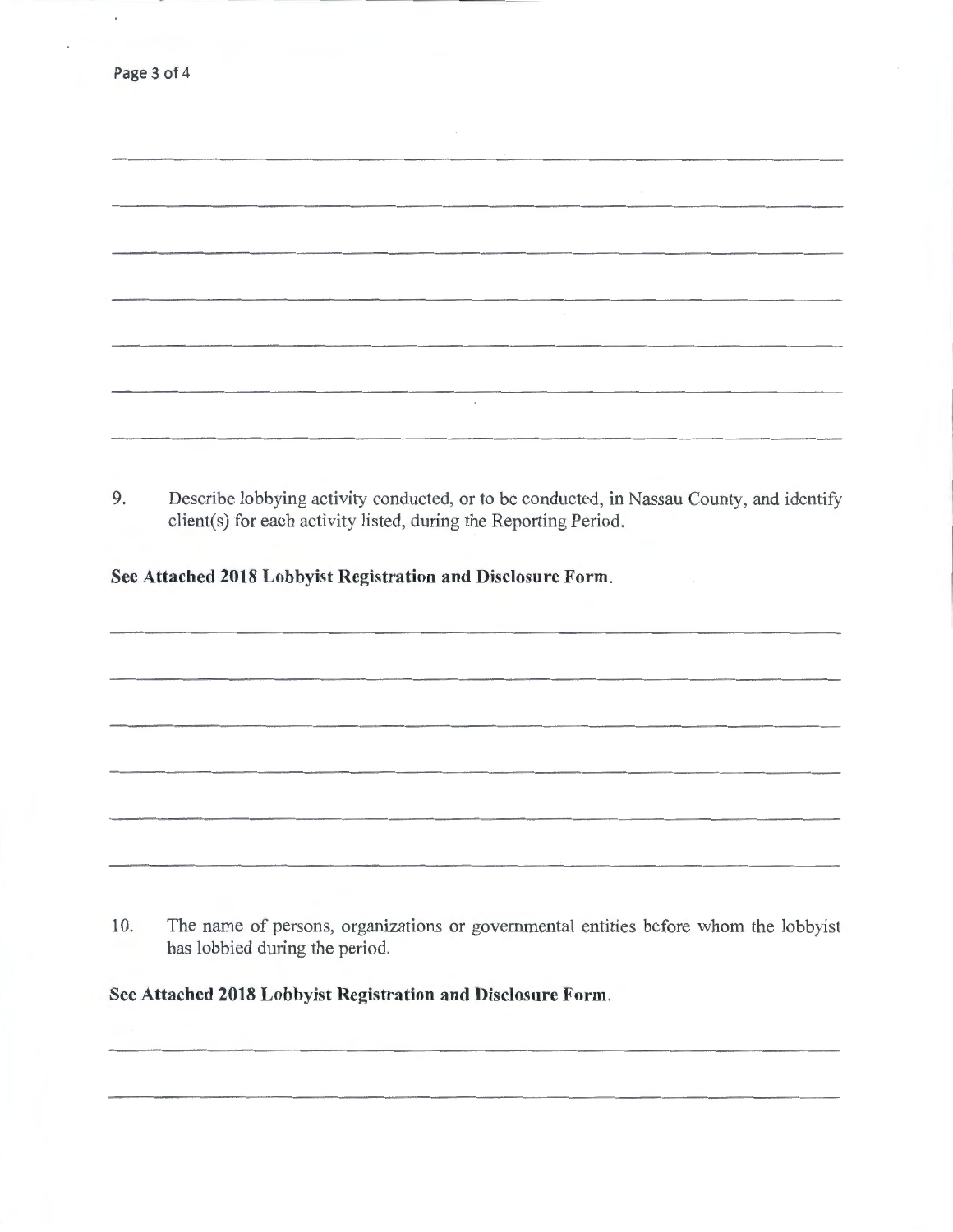9. Describe lobbying activity conducted, or to be conducted, in Nassau County, and identify client(s) for each activity listed, during the Reporting Period.

**See Attached 2018 Lobbyist Registration and Disclosure Form.**

10. The name of persons, organizations or governmental entities before whom the lobbyist has lobbied during the period.

**See Attached 2018 Lobbyist Registration and Disclosure Form.**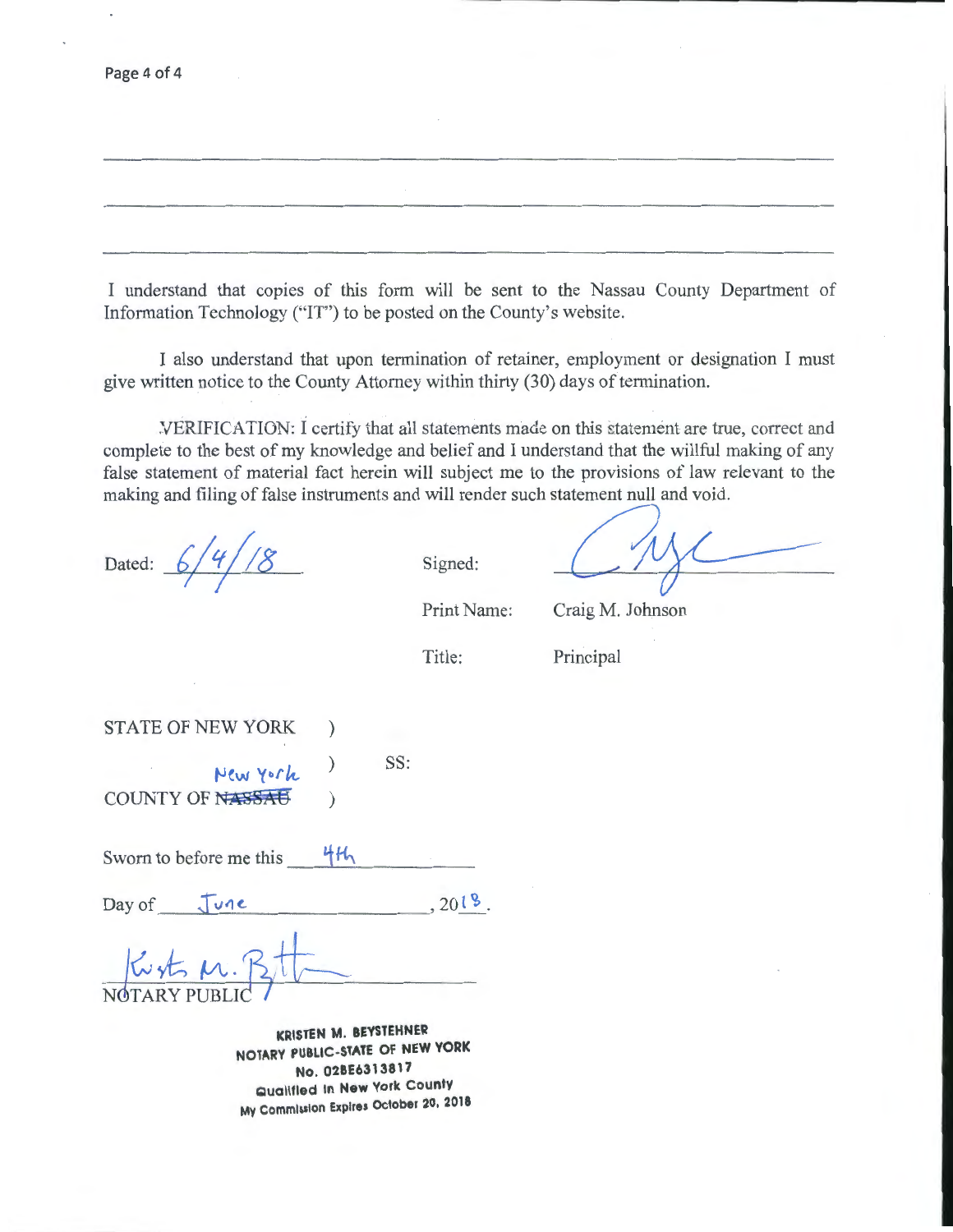I understand that copies of this form will be sent to the Nassau County Department of Information Technology ("IT") to be posted on the County's website.

I also understand that upon termination of retainer, employment or designation I must give written notice to the County Attorney within thirty (30) days of termination.

VERIFICATION: I certify that all statements made on this statement are true, correct and complete to the best of my knowledge and belief and I understand that the willful making of any false statement of material fact herein will subject me to the provisions of law relevant to the making and filing of false instruments and will render such statement null and void.

Dated: 6/4/18

Signed: [signature]

Print Name: Craig M. Johnson

Title: Principal

STATE OF NEW YORK )
) SS:
COUNTY OF ~~NASSAU~~ New York )

Sworn to before me this 4th

Day of June, 2018.

[signature]
NOTARY PUBLIC

**KRISTEN M. BEYSTEHNER**
**NOTARY PUBLIC-STATE OF NEW YORK**
**No. 02BE6313817**
**Qualified in New York County**
**My Commission Expires October 20, 2018**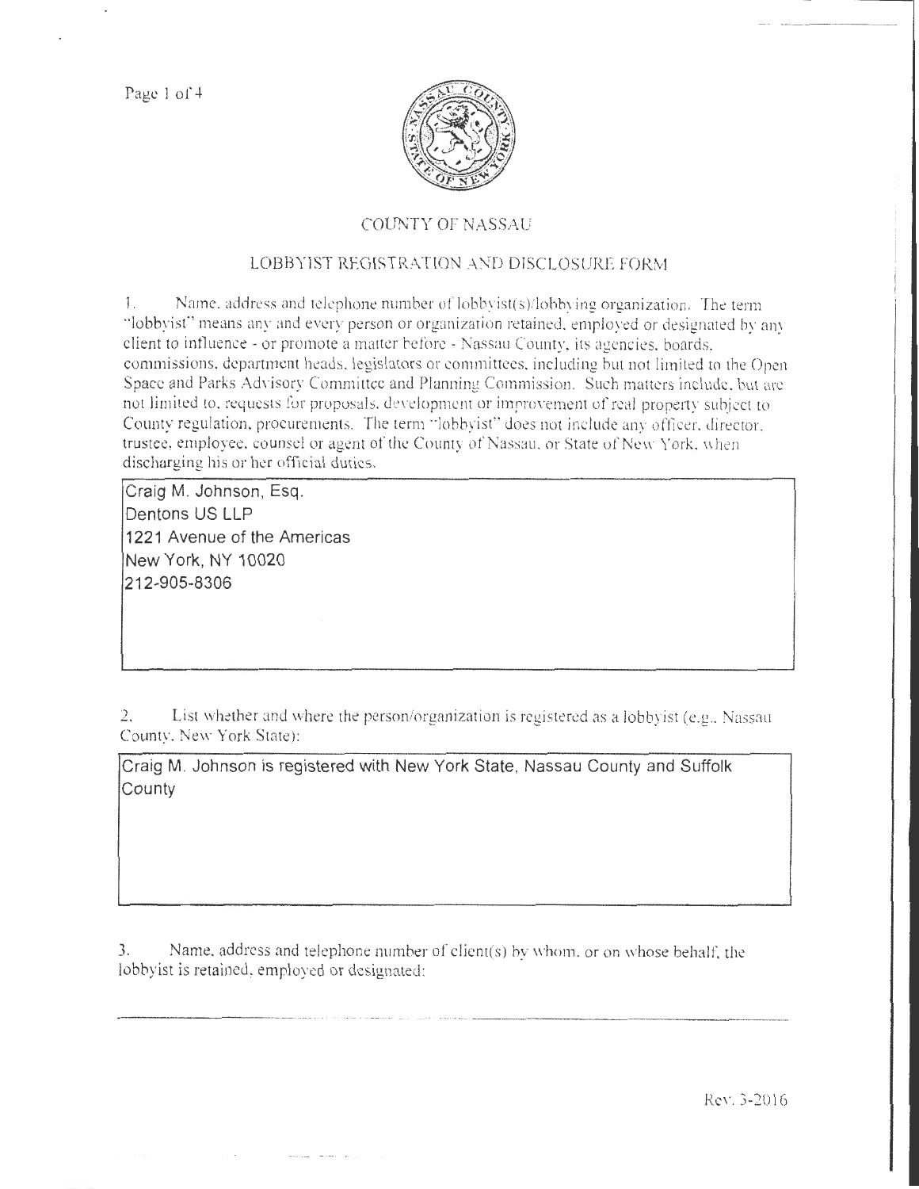# COUNTY OF NASSAU

## LOBBYIST REGISTRATION AND DISCLOSURE FORM

1. Name, address and telephone number of lobbyist(s)/lobbying organization. The term "lobbyist" means any and every person or organization retained, employed or designated by any client to influence - or promote a matter before - Nassau County, its agencies, boards, commissions, department heads, legislators or committees, including but not limited to the Open Space and Parks Advisory Committee and Planning Commission. Such matters include, but are not limited to, requests for proposals, development or improvement of real property subject to County regulation, procurements. The term "lobbyist" does not include any officer, director, trustee, employee, counsel or agent of the County of Nassau, or State of New York, when discharging his or her official duties.

Craig M. Johnson, Esq.
Dentons US LLP
1221 Avenue of the Americas
New York, NY 10020
212-905-8306

2. List whether and where the person/organization is registered as a lobbyist (e.g., Nassau County, New York State):

Craig M. Johnson is registered with New York State, Nassau County and Suffolk County

3. Name, address and telephone number of client(s) by whom, or on whose behalf, the lobbyist is retained, employed or designated:

Rev. 3-2016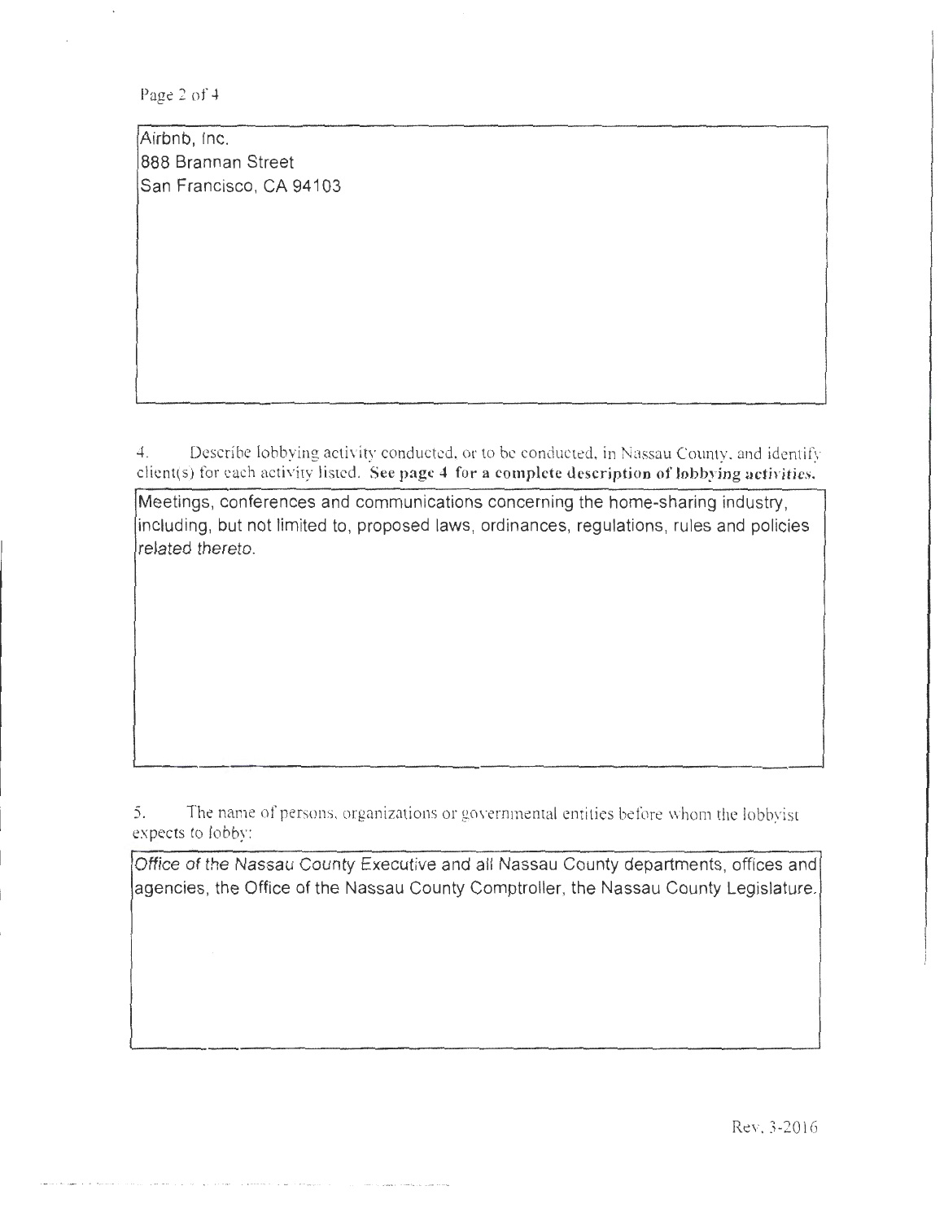Airbnb, Inc.
888 Brannan Street
San Francisco, CA 94103

4. Describe lobbying activity conducted, or to be conducted, in Nassau County, and identify client(s) for each activity listed. **See page 4 for a complete description of lobbying activities.**

Meetings, conferences and communications concerning the home-sharing industry, including, but not limited to, proposed laws, ordinances, regulations, rules and policies related thereto.

5. The name of persons, organizations or governmental entities before whom the lobbyist expects to lobby:

Office of the Nassau County Executive and all Nassau County departments, offices and agencies, the Office of the Nassau County Comptroller, the Nassau County Legislature.

Rev. 3-2016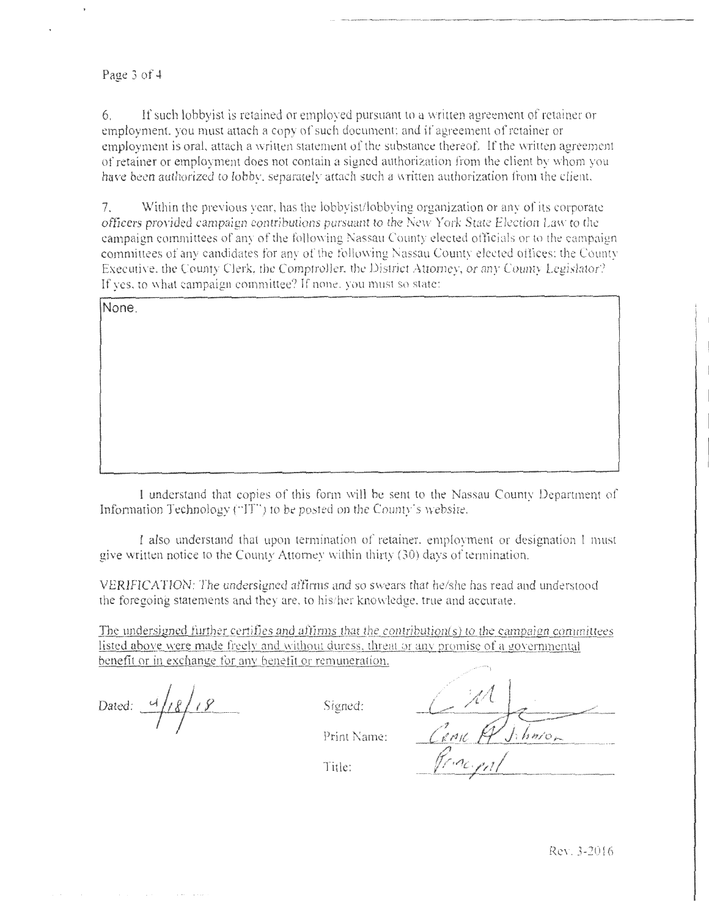6. If such lobbyist is retained or employed pursuant to a written agreement of retainer or employment, you must attach a copy of such document; and if agreement of retainer or employment is oral, attach a written statement of the substance thereof. If the written agreement of retainer or employment does not contain a signed authorization from the client by whom you have been authorized to lobby, separately attach such a written authorization from the client.

7. Within the previous year, has the lobbyist/lobbying organization or any of its corporate officers provided campaign contributions pursuant to the New York State Election Law to the campaign committees of any of the following Nassau County elected officials or to the campaign committees of any candidates for any of the following Nassau County elected offices: the County Executive, the County Clerk, the Comptroller, the District Attorney, or any County Legislator? If yes, to what campaign committee? If none, you must so state:

None.

I understand that copies of this form will be sent to the Nassau County Department of Information Technology ("IT") to be posted on the County's website.

I also understand that upon termination of retainer, employment or designation I must give written notice to the County Attorney within thirty (30) days of termination.

*VERIFICATION: The undersigned affirms and so swears that he/she has read and understood the foregoing statements and they are, to his/her knowledge, true and accurate.*

The undersigned further certifies and affirms that the contribution(s) to the campaign committees listed above were made freely and without duress, threat or any promise of a governmental benefit or in exchange for any benefit or remuneration.

Dated: 4/18/18

Signed: [signature]

Print Name: Craig A Johnson

Title: Principal

Rev. 3-2016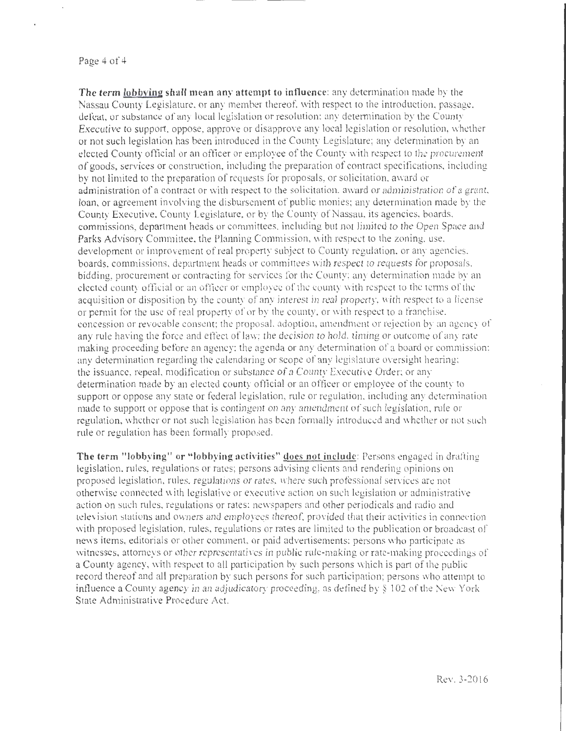**The term <u>lobbying</u> shall mean any attempt to influence**: any determination made by the Nassau County Legislature, or any member thereof, with respect to the introduction, passage, defeat, or substance of any local legislation or resolution; any determination by the County Executive to support, oppose, approve or disapprove any local legislation or resolution, whether or not such legislation has been introduced in the County Legislature; any determination by an elected County official or an officer or employee of the County with respect to the procurement of goods, services or construction, including the preparation of contract specifications, including by not limited to the preparation of requests for proposals, or solicitation, award or administration of a contract or with respect to the solicitation, award or administration of a grant, loan, or agreement involving the disbursement of public monies; any determination made by the County Executive, County Legislature, or by the County of Nassau, its agencies, boards, commissions, department heads or committees, including but not limited to the Open Space and Parks Advisory Committee, the Planning Commission, with respect to the zoning, use, development or improvement of real property subject to County regulation, or any agencies, boards, commissions, department heads or committees with respect to requests for proposals, bidding, procurement or contracting for services for the County; any determination made by an elected county official or an officer or employee of the county with respect to the terms of the acquisition or disposition by the county of any interest in real property, with respect to a license or permit for the use of real property of or by the county, or with respect to a franchise, concession or revocable consent; the proposal, adoption, amendment or rejection by an agency of any rule having the force and effect of law; the decision to hold, timing or outcome of any rate making proceeding before an agency; the agenda or any determination of a board or commission; any determination regarding the calendaring or scope of any legislature oversight hearing; the issuance, repeal, modification or substance of a County Executive Order; or any determination made by an elected county official or an officer or employee of the county to support or oppose any state or federal legislation, rule or regulation, including any determination made to support or oppose that is contingent on any amendment of such legislation, rule or regulation, whether or not such legislation has been formally introduced and whether or not such rule or regulation has been formally proposed.

**The term "lobbying" or "lobbying activities" <u>does not include</u>**: Persons engaged in drafting legislation, rules, regulations or rates; persons advising clients and rendering opinions on proposed legislation, rules, regulations or rates, where such professional services are not otherwise connected with legislative or executive action on such legislation or administrative action on such rules, regulations or rates; newspapers and other periodicals and radio and television stations and owners and employees thereof, provided that their activities in connection with proposed legislation, rules, regulations or rates are limited to the publication or broadcast of news items, editorials or other comment, or paid advertisements; persons who participate as witnesses, attorneys or other representatives in public rule-making or rate-making proceedings of a County agency, with respect to all participation by such persons which is part of the public record thereof and all preparation by such persons for such participation; persons who attempt to influence a County agency in an adjudicatory proceeding, as defined by § 102 of the New York State Administrative Procedure Act.

Rev. 3-2016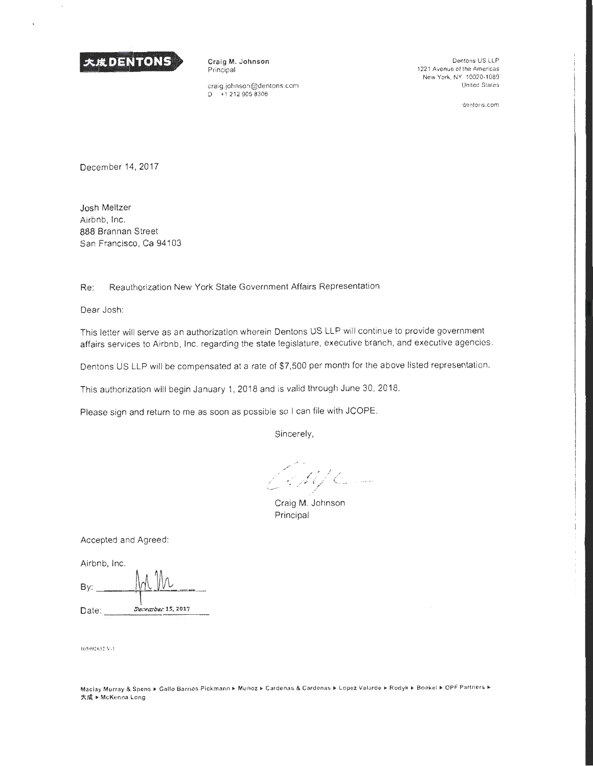大成DENTONS

**Craig M. Johnson**
Principal

craig.johnson@dentons.com
D +1 212 905 8306

Dentons US LLP
1221 Avenue of the Americas
New York, NY 10020-1089
United States

dentons.com

December 14, 2017

Josh Meltzer
Airbnb, Inc.
888 Brannan Street
San Francisco, Ca 94103

Re: Reauthorization New York State Government Affairs Representation

Dear Josh:

This letter will serve as an authorization wherein Dentons US LLP will continue to provide government affairs services to Airbnb, Inc. regarding the state legislature, executive branch, and executive agencies.

Dentons US LLP will be compensated at a rate of $7,500 per month for the above listed representation.

This authorization will begin January 1, 2018 and is valid through June 30, 2018.

Please sign and return to me as soon as possible so I can file with JCOPE.

Sincerely,

Craig M. Johnson
Principal

Accepted and Agreed:

Airbnb, Inc.

By: ______________

Date: December 15, 2017

105992632.V-1

Maclay Murray & Spens ▸ Gallo Barrios Pickmann ▸ Muñoz ▸ Cardenas & Cardenas ▸ Lopez Velarde ▸ Rodyk ▸ Boekel ▸ OPF Partners ▸ 大成 ▸ McKenna Long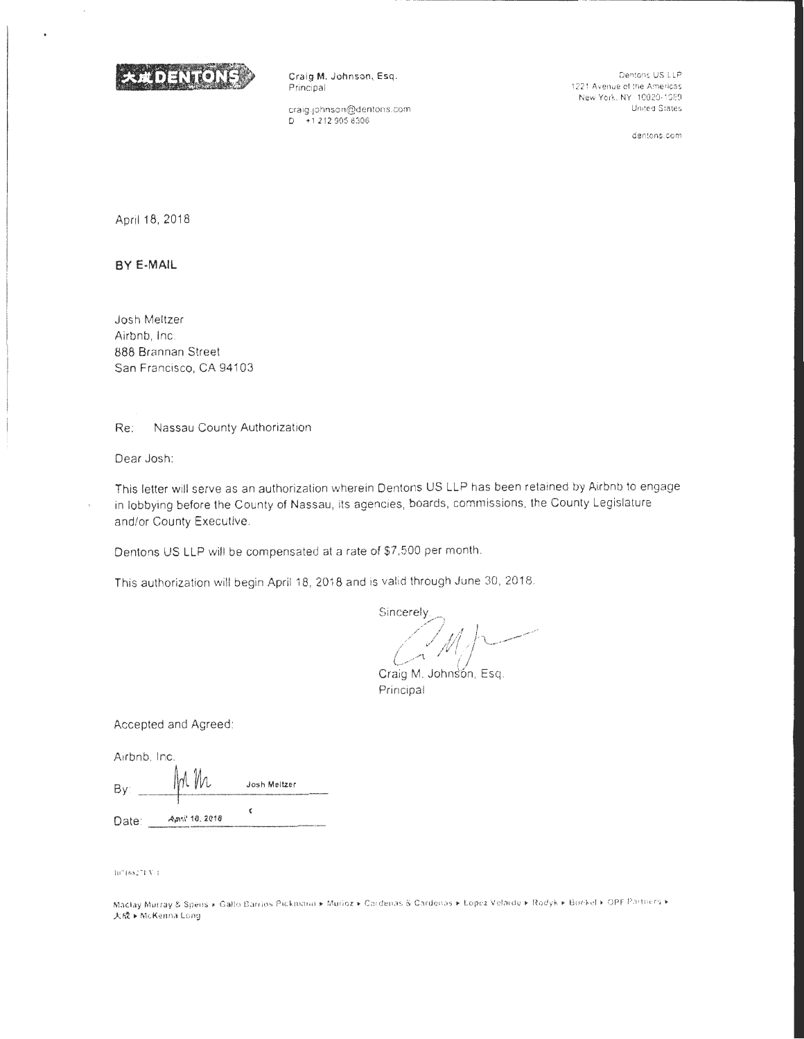大成 DENTONS

Craig M. Johnson, Esq.
Principal

craig.johnson@dentons.com
D +1 212 905 8306

Dentons US LLP
1221 Avenue of the Americas
New York, NY 10020-1089
United States

dentons.com

April 18, 2018

**BY E-MAIL**

Josh Meltzer
Airbnb, Inc.
888 Brannan Street
San Francisco, CA 94103

Re: Nassau County Authorization

Dear Josh:

This letter will serve as an authorization wherein Dentons US LLP has been retained by Airbnb to engage in lobbying before the County of Nassau, its agencies, boards, commissions, the County Legislature and/or County Executive.

Dentons US LLP will be compensated at a rate of $7,500 per month.

This authorization will begin April 18, 2018 and is valid through June 30, 2018.

Sincerely,

Craig M. Johnson, Esq.
Principal

Accepted and Agreed:

Airbnb, Inc.

By: Josh Meltzer

Date: April 18, 2018

Maclay Murray & Spens ▸ Gallo Barrios Pickmann ▸ Muñoz ▸ Cardenas & Cardenas ▸ Lopez Velarde ▸ Rodyk ▸ Boekel ▸ OPF Partners ▸ 大成 ▸ McKenna Long